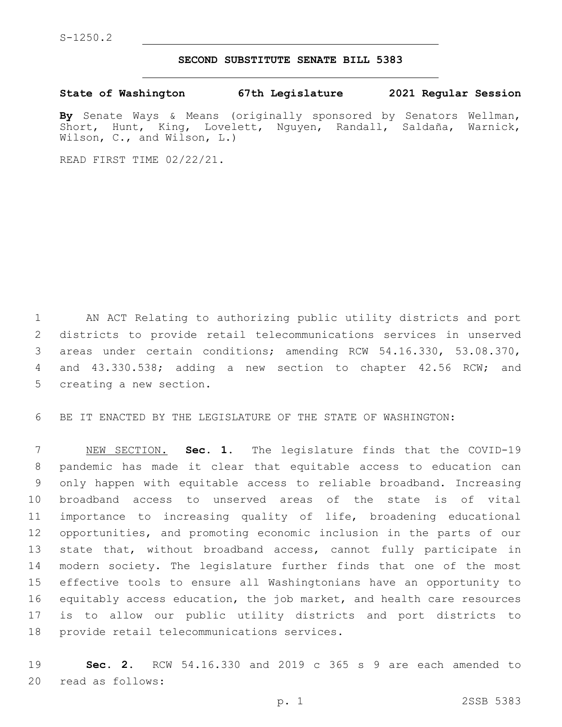S-1250.2

## SECOND SUBSTITUTE SENATE BILL 5383

**State of Washington 67th Legislature 2021 Regular Session**

**By** Senate Ways & Means (originally sponsored by Senators Wellman, Short, Hunt, King, Lovelett, Nguyen, Randall, Saldaña, Warnick, Wilson, C., and Wilson, L.)

READ FIRST TIME 02/22/21.

AN ACT Relating to authorizing public utility districts and port districts to provide retail telecommunications services in unserved areas under certain conditions; amending RCW 54.16.330, 53.08.370, and 43.330.538; adding a new section to chapter 42.56 RCW; and creating a new section.

BE IT ENACTED BY THE LEGISLATURE OF THE STATE OF WASHINGTON:

NEW SECTION. **Sec. 1.** The legislature finds that the COVID-19 pandemic has made it clear that equitable access to education can only happen with equitable access to reliable broadband. Increasing broadband access to unserved areas of the state is of vital importance to increasing quality of life, broadening educational opportunities, and promoting economic inclusion in the parts of our state that, without broadband access, cannot fully participate in modern society. The legislature further finds that one of the most effective tools to ensure all Washingtonians have an opportunity to equitably access education, the job market, and health care resources is to allow our public utility districts and port districts to provide retail telecommunications services.

**Sec. 2.** RCW 54.16.330 and 2019 c 365 s 9 are each amended to read as follows: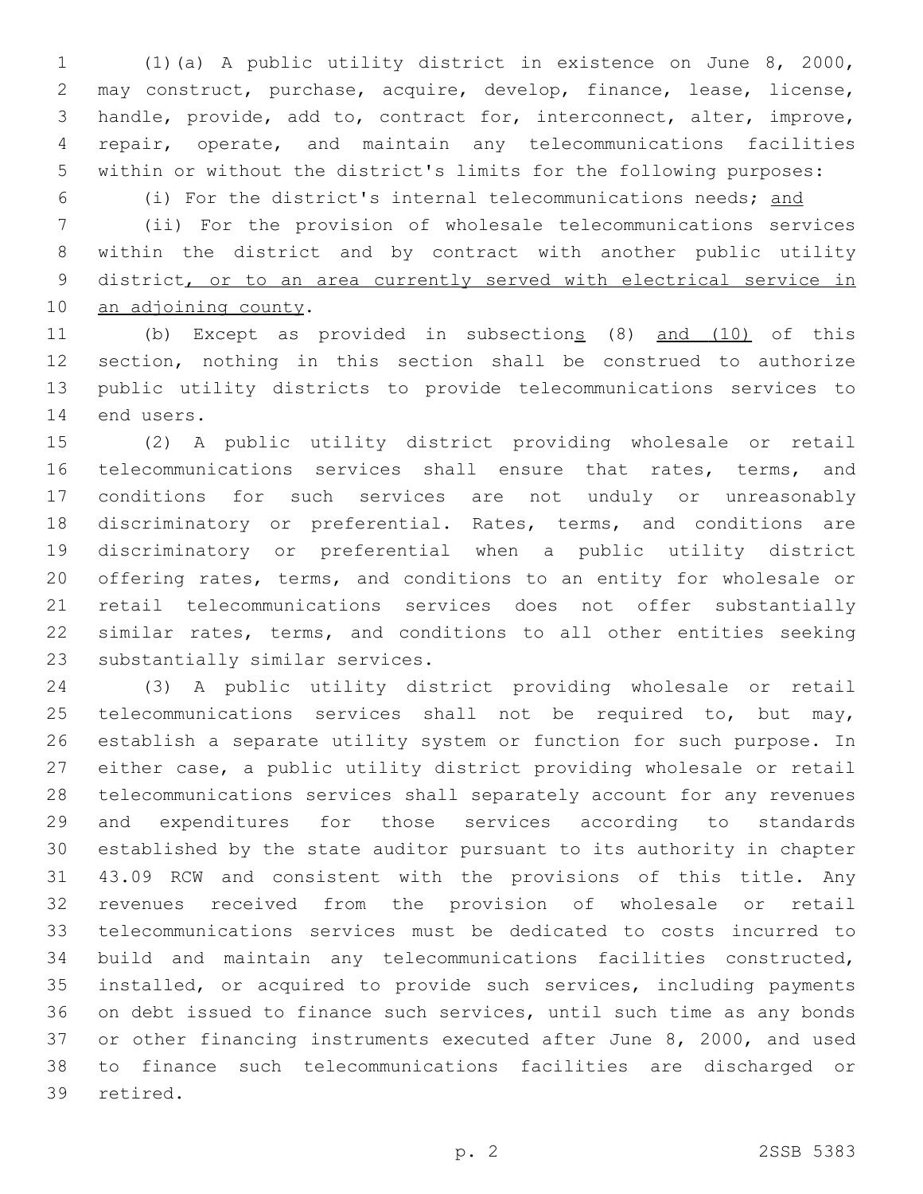(1)(a) A public utility district in existence on June 8, 2000, may construct, purchase, acquire, develop, finance, lease, license, handle, provide, add to, contract for, interconnect, alter, improve, repair, operate, and maintain any telecommunications facilities within or without the district's limits for the following purposes:

(i) For the district's internal telecommunications needs; <u>and</u>

(ii) For the provision of wholesale telecommunications services within the district and by contract with another public utility district<u>, or to an area currently served with electrical service in an adjoining county</u>.

(b) Except as provided in subsection<u>s</u> (8) <u>and (10)</u> of this section, nothing in this section shall be construed to authorize public utility districts to provide telecommunications services to end users.

(2) A public utility district providing wholesale or retail telecommunications services shall ensure that rates, terms, and conditions for such services are not unduly or unreasonably discriminatory or preferential. Rates, terms, and conditions are discriminatory or preferential when a public utility district offering rates, terms, and conditions to an entity for wholesale or retail telecommunications services does not offer substantially similar rates, terms, and conditions to all other entities seeking substantially similar services.

(3) A public utility district providing wholesale or retail telecommunications services shall not be required to, but may, establish a separate utility system or function for such purpose. In either case, a public utility district providing wholesale or retail telecommunications services shall separately account for any revenues and expenditures for those services according to standards established by the state auditor pursuant to its authority in chapter 43.09 RCW and consistent with the provisions of this title. Any revenues received from the provision of wholesale or retail telecommunications services must be dedicated to costs incurred to build and maintain any telecommunications facilities constructed, installed, or acquired to provide such services, including payments on debt issued to finance such services, until such time as any bonds or other financing instruments executed after June 8, 2000, and used to finance such telecommunications facilities are discharged or retired.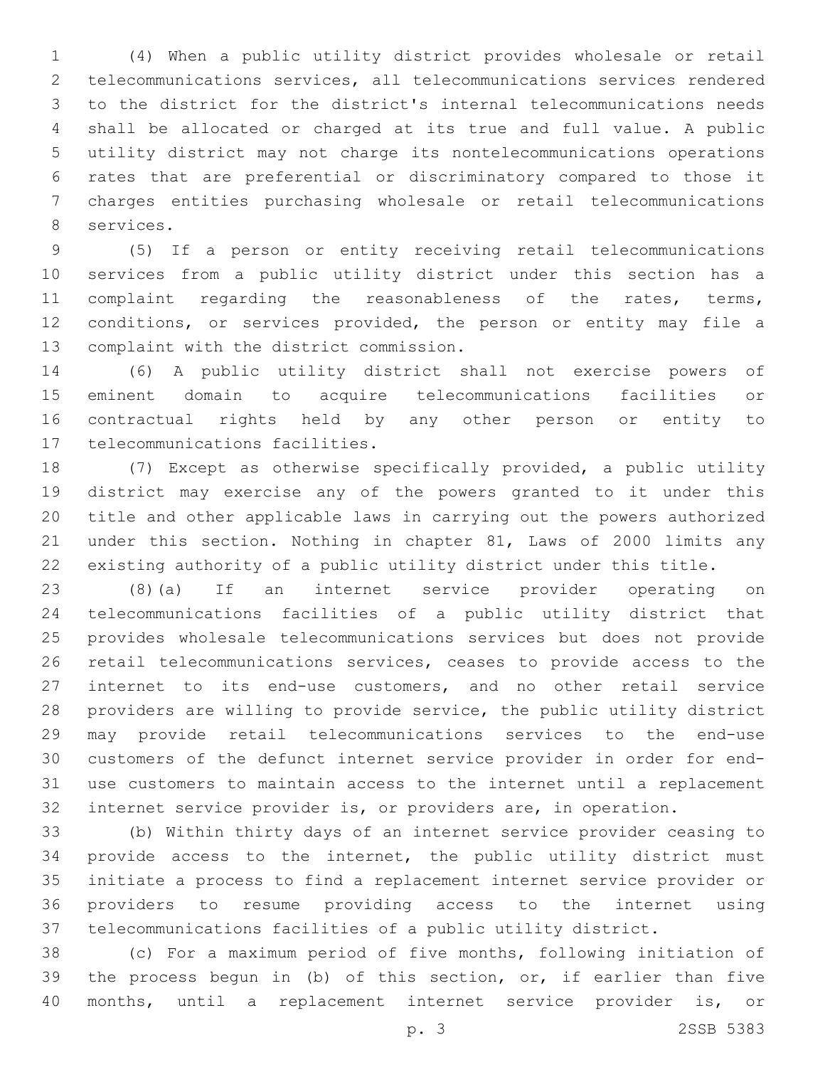(4) When a public utility district provides wholesale or retail telecommunications services, all telecommunications services rendered to the district for the district's internal telecommunications needs shall be allocated or charged at its true and full value. A public utility district may not charge its nontelecommunications operations rates that are preferential or discriminatory compared to those it charges entities purchasing wholesale or retail telecommunications services.

(5) If a person or entity receiving retail telecommunications services from a public utility district under this section has a complaint regarding the reasonableness of the rates, terms, conditions, or services provided, the person or entity may file a complaint with the district commission.

(6) A public utility district shall not exercise powers of eminent domain to acquire telecommunications facilities or contractual rights held by any other person or entity to telecommunications facilities.

(7) Except as otherwise specifically provided, a public utility district may exercise any of the powers granted to it under this title and other applicable laws in carrying out the powers authorized under this section. Nothing in chapter 81, Laws of 2000 limits any existing authority of a public utility district under this title.

(8)(a) If an internet service provider operating on telecommunications facilities of a public utility district that provides wholesale telecommunications services but does not provide retail telecommunications services, ceases to provide access to the internet to its end-use customers, and no other retail service providers are willing to provide service, the public utility district may provide retail telecommunications services to the end-use customers of the defunct internet service provider in order for end-use customers to maintain access to the internet until a replacement internet service provider is, or providers are, in operation.

(b) Within thirty days of an internet service provider ceasing to provide access to the internet, the public utility district must initiate a process to find a replacement internet service provider or providers to resume providing access to the internet using telecommunications facilities of a public utility district.

(c) For a maximum period of five months, following initiation of the process begun in (b) of this section, or, if earlier than five months, until a replacement internet service provider is, or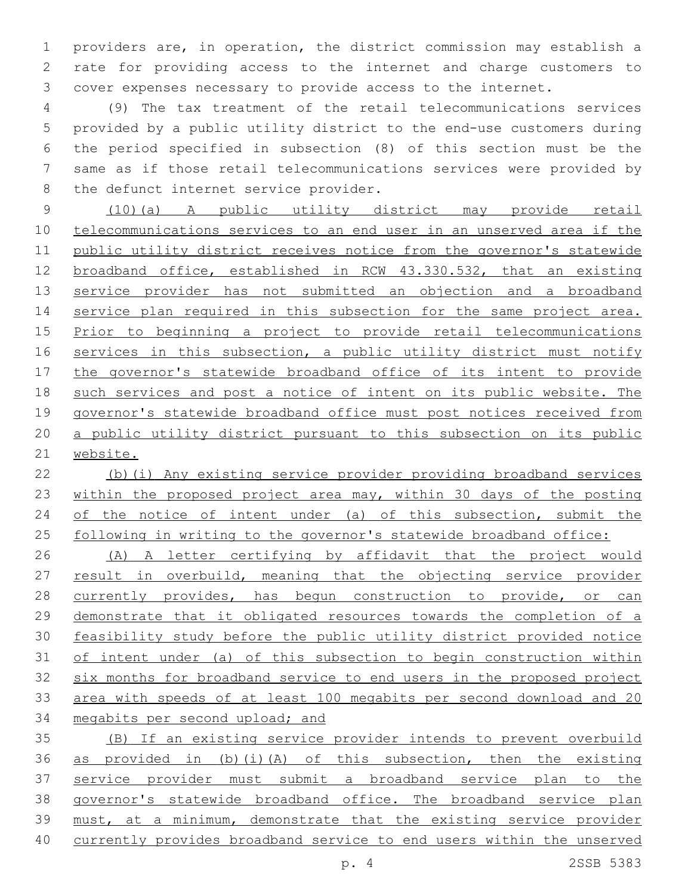providers are, in operation, the district commission may establish a rate for providing access to the internet and charge customers to cover expenses necessary to provide access to the internet.

(9) The tax treatment of the retail telecommunications services provided by a public utility district to the end-use customers during the period specified in subsection (8) of this section must be the same as if those retail telecommunications services were provided by the defunct internet service provider.

(10)(a) A public utility district may provide retail telecommunications services to an end user in an unserved area if the public utility district receives notice from the governor's statewide broadband office, established in RCW 43.330.532, that an existing service provider has not submitted an objection and a broadband service plan required in this subsection for the same project area. Prior to beginning a project to provide retail telecommunications services in this subsection, a public utility district must notify the governor's statewide broadband office of its intent to provide such services and post a notice of intent on its public website. The governor's statewide broadband office must post notices received from a public utility district pursuant to this subsection on its public website.

(b)(i) Any existing service provider providing broadband services within the proposed project area may, within 30 days of the posting of the notice of intent under (a) of this subsection, submit the following in writing to the governor's statewide broadband office:

(A) A letter certifying by affidavit that the project would result in overbuild, meaning that the objecting service provider currently provides, has begun construction to provide, or can demonstrate that it obligated resources towards the completion of a feasibility study before the public utility district provided notice of intent under (a) of this subsection to begin construction within six months for broadband service to end users in the proposed project area with speeds of at least 100 megabits per second download and 20 megabits per second upload; and

(B) If an existing service provider intends to prevent overbuild as provided in (b)(i)(A) of this subsection, then the existing service provider must submit a broadband service plan to the governor's statewide broadband office. The broadband service plan must, at a minimum, demonstrate that the existing service provider currently provides broadband service to end users within the unserved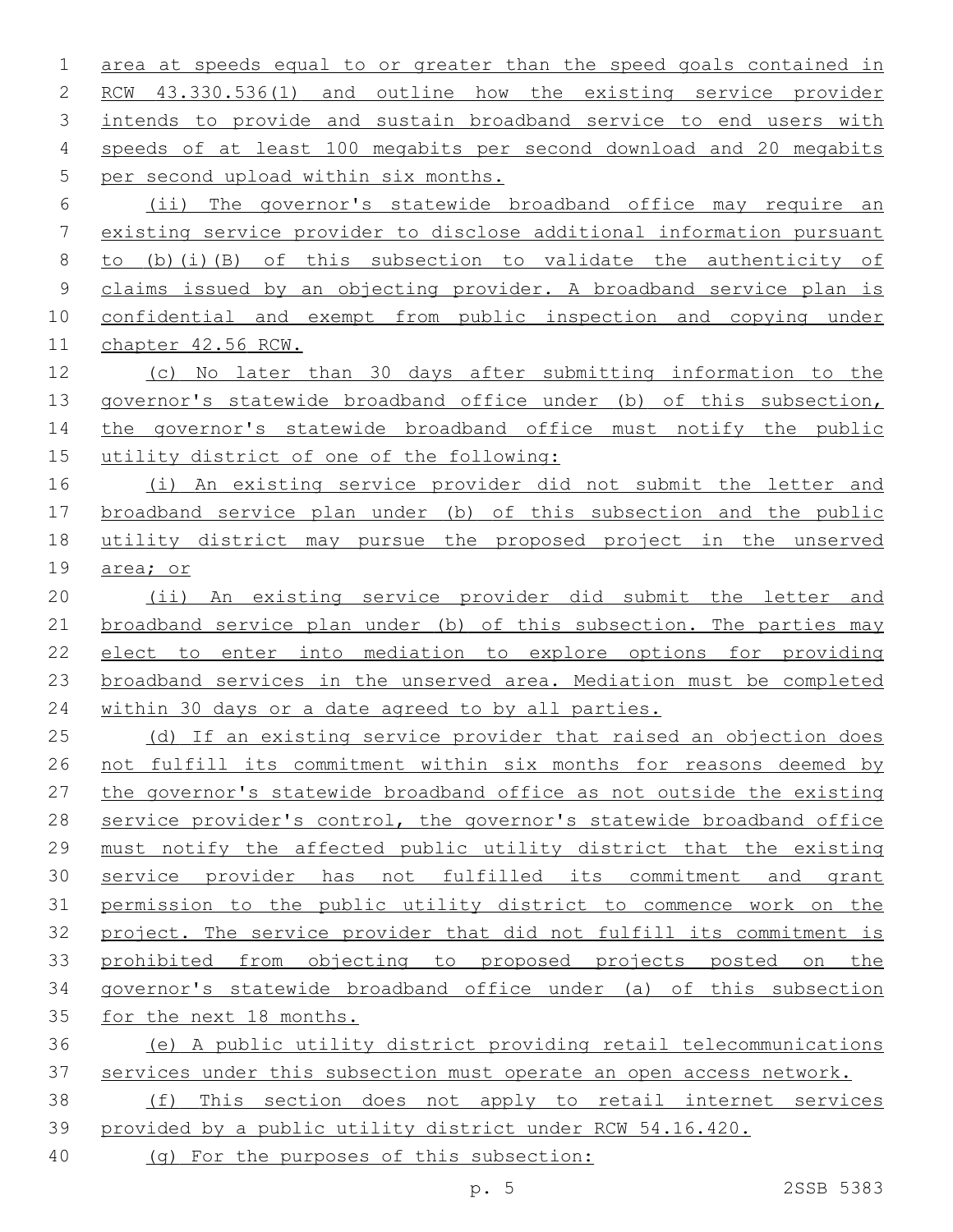area at speeds equal to or greater than the speed goals contained in RCW 43.330.536(1) and outline how the existing service provider intends to provide and sustain broadband service to end users with speeds of at least 100 megabits per second download and 20 megabits per second upload within six months.

(ii) The governor's statewide broadband office may require an existing service provider to disclose additional information pursuant to (b)(i)(B) of this subsection to validate the authenticity of claims issued by an objecting provider. A broadband service plan is confidential and exempt from public inspection and copying under chapter 42.56 RCW.

(c) No later than 30 days after submitting information to the governor's statewide broadband office under (b) of this subsection, the governor's statewide broadband office must notify the public utility district of one of the following:

(i) An existing service provider did not submit the letter and broadband service plan under (b) of this subsection and the public utility district may pursue the proposed project in the unserved area; or

(ii) An existing service provider did submit the letter and broadband service plan under (b) of this subsection. The parties may elect to enter into mediation to explore options for providing broadband services in the unserved area. Mediation must be completed within 30 days or a date agreed to by all parties.

(d) If an existing service provider that raised an objection does not fulfill its commitment within six months for reasons deemed by the governor's statewide broadband office as not outside the existing service provider's control, the governor's statewide broadband office must notify the affected public utility district that the existing service provider has not fulfilled its commitment and grant permission to the public utility district to commence work on the project. The service provider that did not fulfill its commitment is prohibited from objecting to proposed projects posted on the governor's statewide broadband office under (a) of this subsection for the next 18 months.

(e) A public utility district providing retail telecommunications services under this subsection must operate an open access network.

(f) This section does not apply to retail internet services provided by a public utility district under RCW 54.16.420.

(g) For the purposes of this subsection: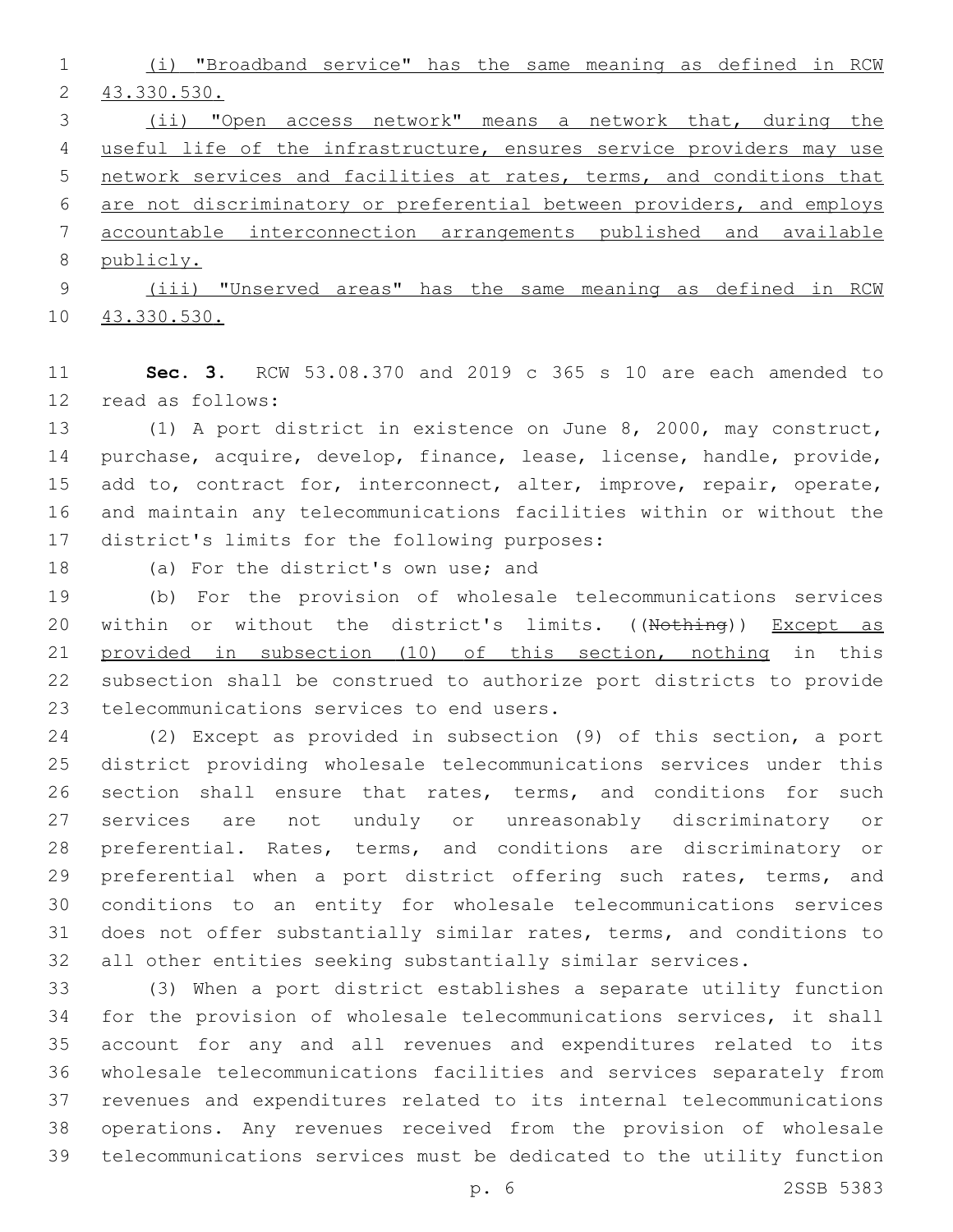(i) "Broadband service" has the same meaning as defined in RCW 43.330.530.

(ii) "Open access network" means a network that, during the useful life of the infrastructure, ensures service providers may use network services and facilities at rates, terms, and conditions that are not discriminatory or preferential between providers, and employs accountable interconnection arrangements published and available publicly.

(iii) "Unserved areas" has the same meaning as defined in RCW 43.330.530.

**Sec. 3.** RCW 53.08.370 and 2019 c 365 s 10 are each amended to read as follows:

(1) A port district in existence on June 8, 2000, may construct, purchase, acquire, develop, finance, lease, license, handle, provide, add to, contract for, interconnect, alter, improve, repair, operate, and maintain any telecommunications facilities within or without the district's limits for the following purposes:

(a) For the district's own use; and

(b) For the provision of wholesale telecommunications services within or without the district's limits. ((~~Nothing~~)) Except as provided in subsection (10) of this section, nothing in this subsection shall be construed to authorize port districts to provide telecommunications services to end users.

(2) Except as provided in subsection (9) of this section, a port district providing wholesale telecommunications services under this section shall ensure that rates, terms, and conditions for such services are not unduly or unreasonably discriminatory or preferential. Rates, terms, and conditions are discriminatory or preferential when a port district offering such rates, terms, and conditions to an entity for wholesale telecommunications services does not offer substantially similar rates, terms, and conditions to all other entities seeking substantially similar services.

(3) When a port district establishes a separate utility function for the provision of wholesale telecommunications services, it shall account for any and all revenues and expenditures related to its wholesale telecommunications facilities and services separately from revenues and expenditures related to its internal telecommunications operations. Any revenues received from the provision of wholesale telecommunications services must be dedicated to the utility function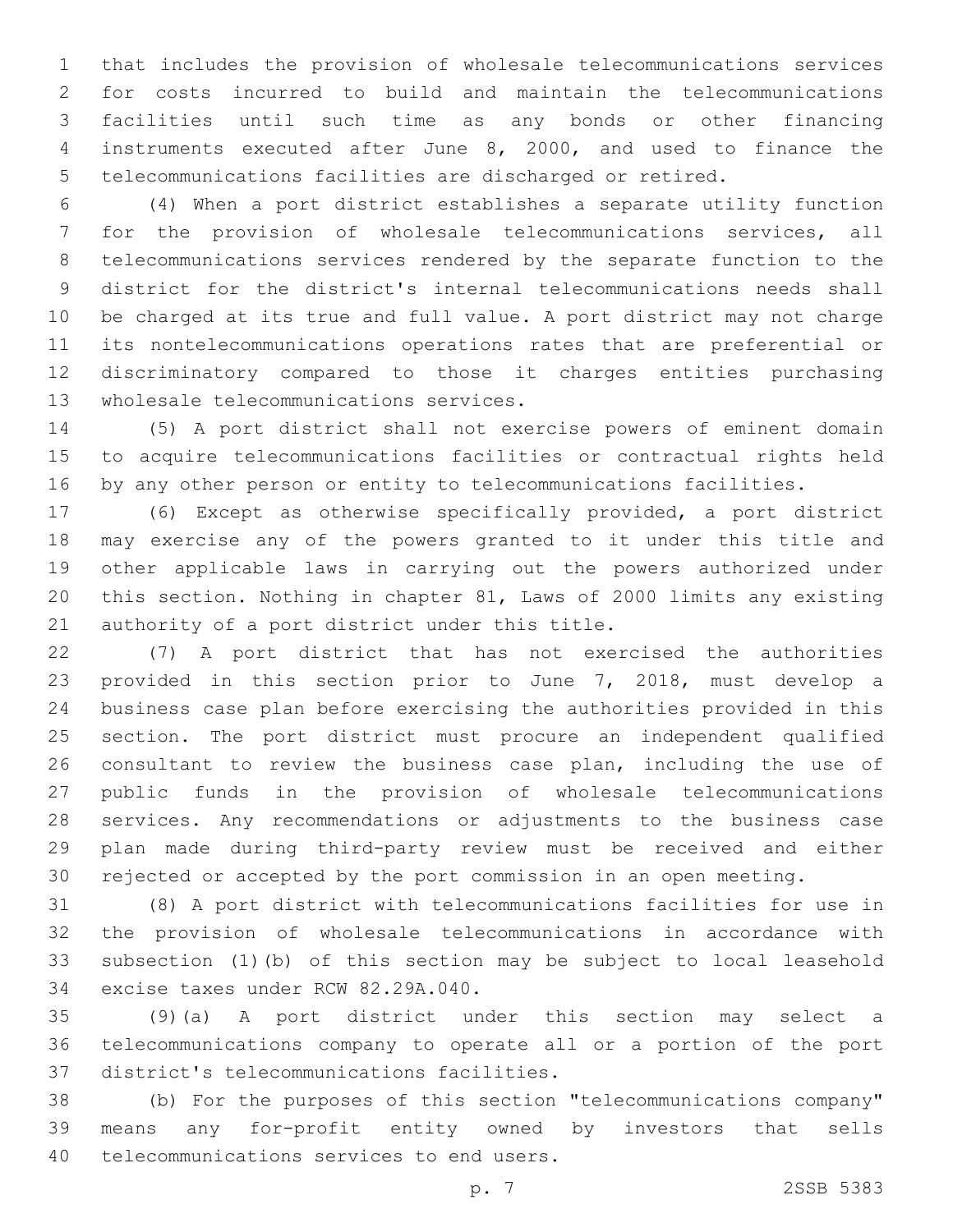that includes the provision of wholesale telecommunications services for costs incurred to build and maintain the telecommunications facilities until such time as any bonds or other financing instruments executed after June 8, 2000, and used to finance the telecommunications facilities are discharged or retired.

(4) When a port district establishes a separate utility function for the provision of wholesale telecommunications services, all telecommunications services rendered by the separate function to the district for the district's internal telecommunications needs shall be charged at its true and full value. A port district may not charge its nontelecommunications operations rates that are preferential or discriminatory compared to those it charges entities purchasing wholesale telecommunications services.

(5) A port district shall not exercise powers of eminent domain to acquire telecommunications facilities or contractual rights held by any other person or entity to telecommunications facilities.

(6) Except as otherwise specifically provided, a port district may exercise any of the powers granted to it under this title and other applicable laws in carrying out the powers authorized under this section. Nothing in chapter 81, Laws of 2000 limits any existing authority of a port district under this title.

(7) A port district that has not exercised the authorities provided in this section prior to June 7, 2018, must develop a business case plan before exercising the authorities provided in this section. The port district must procure an independent qualified consultant to review the business case plan, including the use of public funds in the provision of wholesale telecommunications services. Any recommendations or adjustments to the business case plan made during third-party review must be received and either rejected or accepted by the port commission in an open meeting.

(8) A port district with telecommunications facilities for use in the provision of wholesale telecommunications in accordance with subsection (1)(b) of this section may be subject to local leasehold excise taxes under RCW 82.29A.040.

(9)(a) A port district under this section may select a telecommunications company to operate all or a portion of the port district's telecommunications facilities.

(b) For the purposes of this section "telecommunications company" means any for-profit entity owned by investors that sells telecommunications services to end users.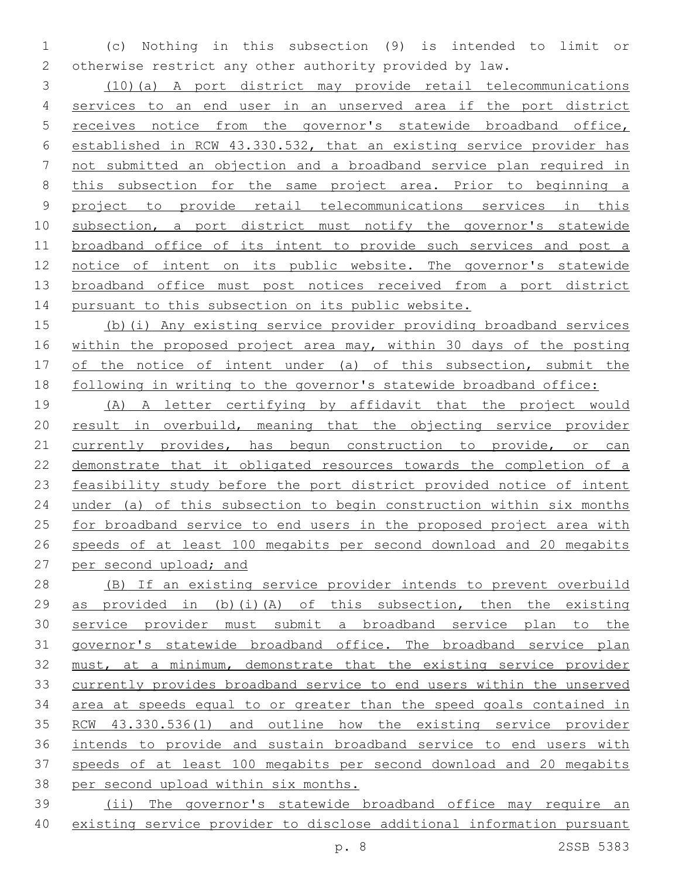(c) Nothing in this subsection (9) is intended to limit or otherwise restrict any other authority provided by law.

(10)(a) A port district may provide retail telecommunications services to an end user in an unserved area if the port district receives notice from the governor's statewide broadband office, established in RCW 43.330.532, that an existing service provider has not submitted an objection and a broadband service plan required in this subsection for the same project area. Prior to beginning a project to provide retail telecommunications services in this subsection, a port district must notify the governor's statewide broadband office of its intent to provide such services and post a notice of intent on its public website. The governor's statewide broadband office must post notices received from a port district pursuant to this subsection on its public website.

(b)(i) Any existing service provider providing broadband services within the proposed project area may, within 30 days of the posting of the notice of intent under (a) of this subsection, submit the following in writing to the governor's statewide broadband office:

(A) A letter certifying by affidavit that the project would result in overbuild, meaning that the objecting service provider currently provides, has begun construction to provide, or can demonstrate that it obligated resources towards the completion of a feasibility study before the port district provided notice of intent under (a) of this subsection to begin construction within six months for broadband service to end users in the proposed project area with speeds of at least 100 megabits per second download and 20 megabits per second upload; and

(B) If an existing service provider intends to prevent overbuild as provided in (b)(i)(A) of this subsection, then the existing service provider must submit a broadband service plan to the governor's statewide broadband office. The broadband service plan must, at a minimum, demonstrate that the existing service provider currently provides broadband service to end users within the unserved area at speeds equal to or greater than the speed goals contained in RCW 43.330.536(1) and outline how the existing service provider intends to provide and sustain broadband service to end users with speeds of at least 100 megabits per second download and 20 megabits per second upload within six months.

(ii) The governor's statewide broadband office may require an existing service provider to disclose additional information pursuant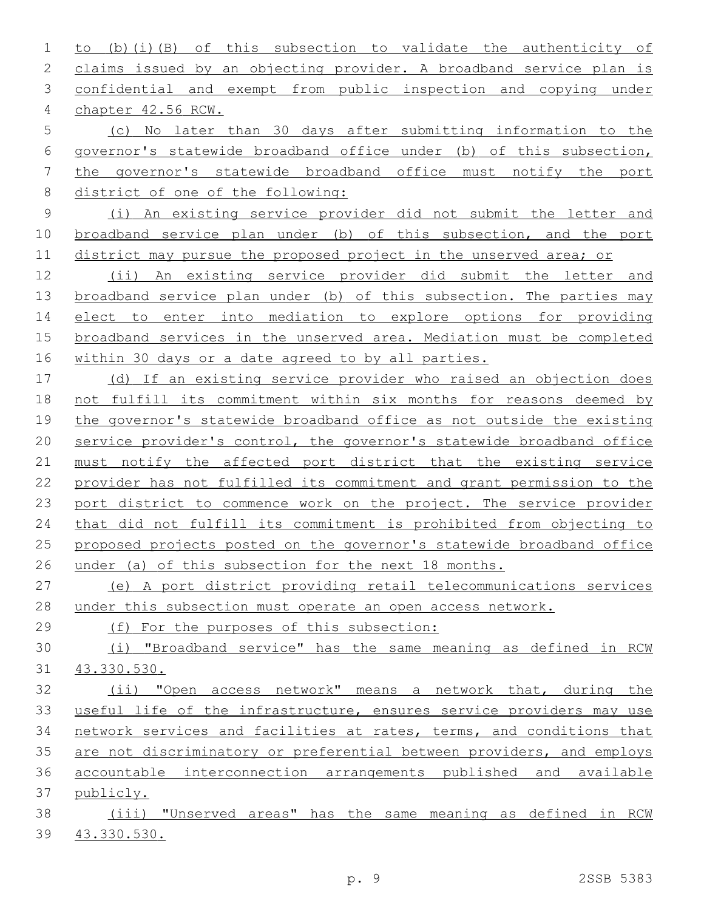to (b)(i)(B) of this subsection to validate the authenticity of claims issued by an objecting provider. A broadband service plan is confidential and exempt from public inspection and copying under chapter 42.56 RCW.

(c) No later than 30 days after submitting information to the governor's statewide broadband office under (b) of this subsection, the governor's statewide broadband office must notify the port district of one of the following:

(i) An existing service provider did not submit the letter and broadband service plan under (b) of this subsection, and the port district may pursue the proposed project in the unserved area; or

(ii) An existing service provider did submit the letter and broadband service plan under (b) of this subsection. The parties may elect to enter into mediation to explore options for providing broadband services in the unserved area. Mediation must be completed within 30 days or a date agreed to by all parties.

(d) If an existing service provider who raised an objection does not fulfill its commitment within six months for reasons deemed by the governor's statewide broadband office as not outside the existing service provider's control, the governor's statewide broadband office must notify the affected port district that the existing service provider has not fulfilled its commitment and grant permission to the port district to commence work on the project. The service provider that did not fulfill its commitment is prohibited from objecting to proposed projects posted on the governor's statewide broadband office under (a) of this subsection for the next 18 months.

(e) A port district providing retail telecommunications services under this subsection must operate an open access network.

(f) For the purposes of this subsection:

(i) "Broadband service" has the same meaning as defined in RCW 43.330.530.

(ii) "Open access network" means a network that, during the useful life of the infrastructure, ensures service providers may use network services and facilities at rates, terms, and conditions that are not discriminatory or preferential between providers, and employs accountable interconnection arrangements published and available publicly.

(iii) "Unserved areas" has the same meaning as defined in RCW 43.330.530.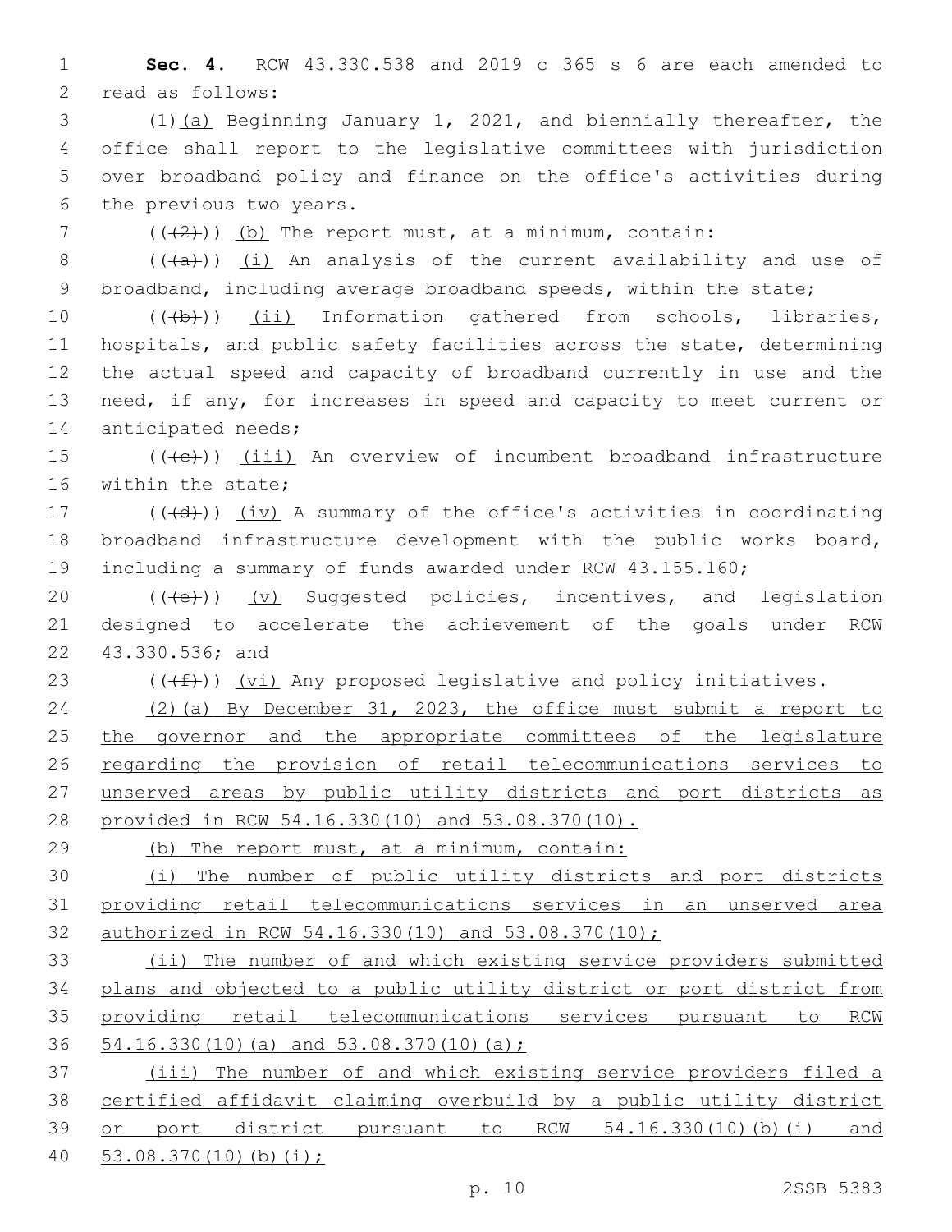**Sec. 4.** RCW 43.330.538 and 2019 c 365 s 6 are each amended to read as follows:

(1)(a) Beginning January 1, 2021, and biennially thereafter, the office shall report to the legislative committees with jurisdiction over broadband policy and finance on the office's activities during the previous two years.

~~((2))~~ (b) The report must, at a minimum, contain:

~~((a))~~ (i) An analysis of the current availability and use of broadband, including average broadband speeds, within the state;

~~((b))~~ (ii) Information gathered from schools, libraries, hospitals, and public safety facilities across the state, determining the actual speed and capacity of broadband currently in use and the need, if any, for increases in speed and capacity to meet current or anticipated needs;

~~((c))~~ (iii) An overview of incumbent broadband infrastructure within the state;

~~((d))~~ (iv) A summary of the office's activities in coordinating broadband infrastructure development with the public works board, including a summary of funds awarded under RCW 43.155.160;

~~((e))~~ (v) Suggested policies, incentives, and legislation designed to accelerate the achievement of the goals under RCW 43.330.536; and

~~((f))~~ (vi) Any proposed legislative and policy initiatives.

(2)(a) By December 31, 2023, the office must submit a report to the governor and the appropriate committees of the legislature regarding the provision of retail telecommunications services to unserved areas by public utility districts and port districts as provided in RCW 54.16.330(10) and 53.08.370(10).

(b) The report must, at a minimum, contain:

(i) The number of public utility districts and port districts providing retail telecommunications services in an unserved area authorized in RCW 54.16.330(10) and 53.08.370(10);

(ii) The number of and which existing service providers submitted plans and objected to a public utility district or port district from providing retail telecommunications services pursuant to RCW 54.16.330(10)(a) and 53.08.370(10)(a);

(iii) The number of and which existing service providers filed a certified affidavit claiming overbuild by a public utility district or port district pursuant to RCW 54.16.330(10)(b)(i) and 53.08.370(10)(b)(i);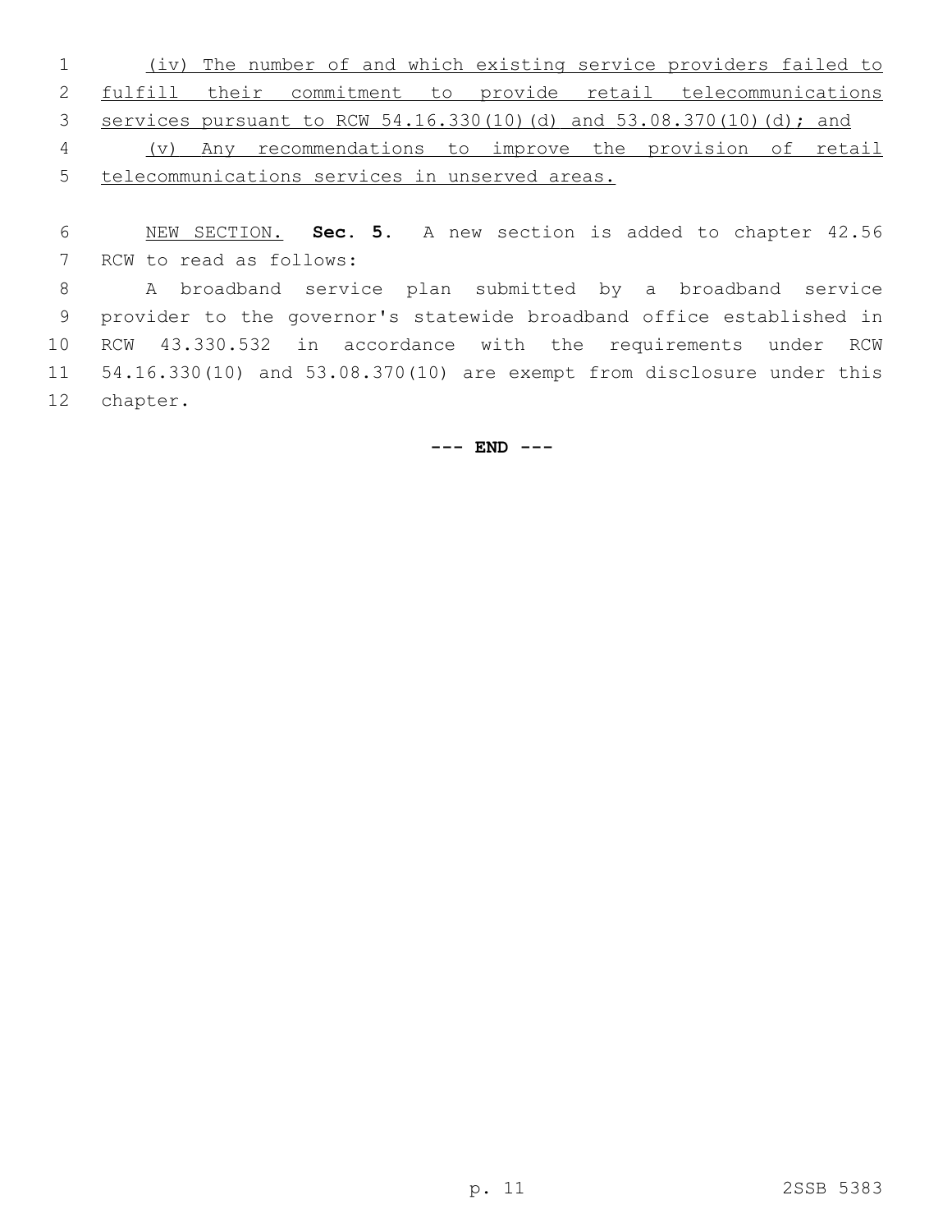(iv) The number of and which existing service providers failed to fulfill their commitment to provide retail telecommunications services pursuant to RCW 54.16.330(10)(d) and 53.08.370(10)(d); and

(v) Any recommendations to improve the provision of retail telecommunications services in unserved areas.

NEW SECTION. **Sec. 5.** A new section is added to chapter 42.56 RCW to read as follows:

A broadband service plan submitted by a broadband service provider to the governor's statewide broadband office established in RCW 43.330.532 in accordance with the requirements under RCW 54.16.330(10) and 53.08.370(10) are exempt from disclosure under this chapter.

**--- END ---**